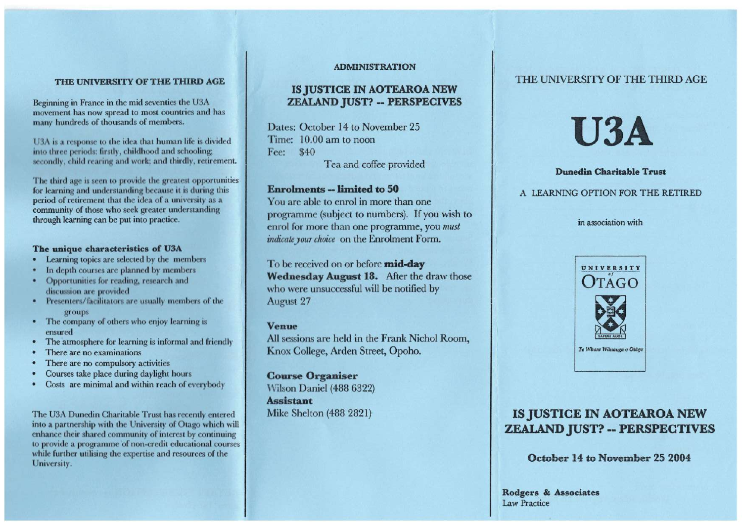## THE UNIVERSITY OF THE THIRD AGE

Beginning in France in the mid seventies the U3A movement has now spread to most countries and has many hundreds of thousands of members.

U3A is a response to the idea that human life is divided into three periods: firstly, childhood and schooling; secondly, child rearing and work; and thirdly, retirement.

The third age is seen to provide the greatest opportunities for learning and understanding because it is during this period of retirement that the idea of a university as a community of those who seek greater understanding through learning can be put into practice.

### The unique characteristics of U3A

- Learning topics are selected by the members
- In depth courses are planned by members
- Opportunities for reading, research and discussion are provided
- Presenters/facilitators are usually members of the groups
- The company of others who enjoy learning is ensured
- The atmosphere for learning is informal and friendly
- There are no examinations
- There are no compulsory activities
- Courses take place during daylight hours
- Costs are minimal and within reach of everybody

The U3A Dunedin Charitable Trust has recently entered into a partnership with the University of Otago which will enhance their shared community of interest by continuing to provide a programme of non-credit educational courses while further utilising the expertise and resources of the University.

## ADMINISTRATION

### IS JUSTICE IN AOTEAROA NEW ZEALAND JUST? -- PERSPECIVES

Dates: October 14 to November 25
Time: 10.00 am to noon
Fee: $40
Tea and coffee provided

**Enrolments -- limited to 50**
You are able to enrol in more than one programme (subject to numbers). If you wish to enrol for more than one programme, you *must indicate your choice* on the Enrolment Form.

To be received on or before **mid-day Wednesday August 18.** After the draw those who were unsuccessful will be notified by August 27

**Venue**
All sessions are held in the Frank Nichol Room, Knox College, Arden Street, Opoho.

**Course Organiser**
Wilson Daniel (488 6322)
**Assistant**
Mike Shelton (488 2821)

THE UNIVERSITY OF THE THIRD AGE

# U3A

**Dunedin Charitable Trust**

A LEARNING OPTION FOR THE RETIRED

in association with

UNIVERSITY of OTAGO
SAPERE AUDE
*Te Whare Wānanga o Otāgo*

## IS JUSTICE IN AOTEAROA NEW ZEALAND JUST? -- PERSPECTIVES

**October 14 to November 25 2004**

**Rodgers & Associates**
Law Practice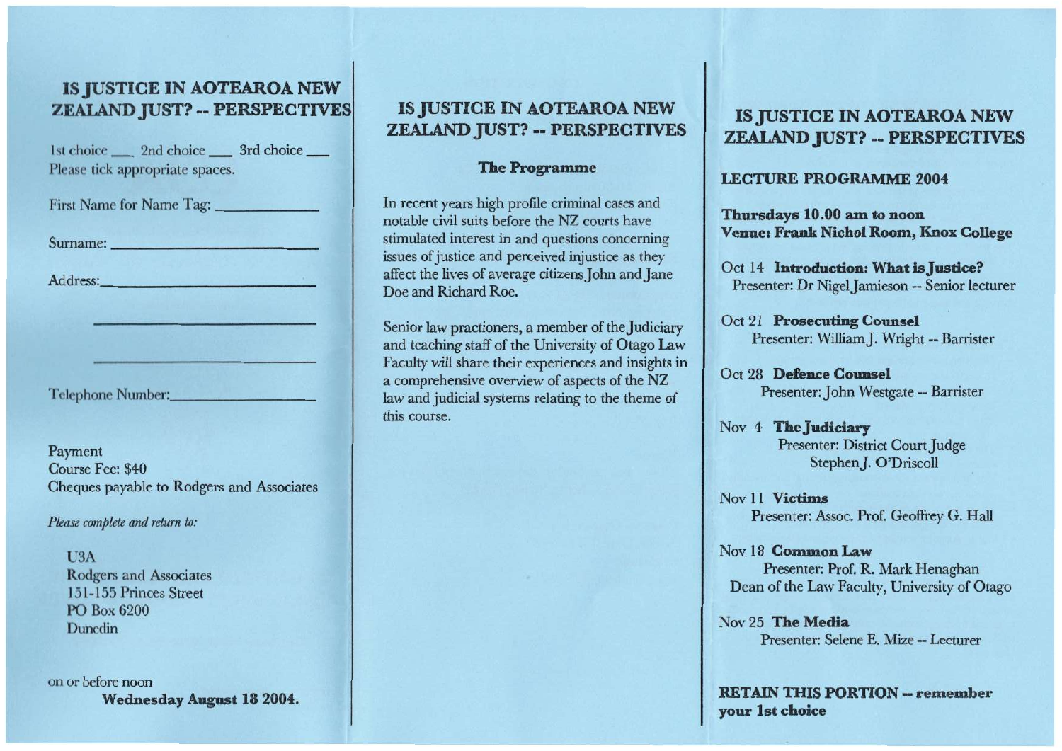## IS JUSTICE IN AOTEAROA NEW ZEALAND JUST? -- PERSPECTIVES

1st choice ___ 2nd choice ___ 3rd choice ___
Please tick appropriate spaces.

First Name for Name Tag: ____________

Surname: ____________________

Address: ____________________

____________________

____________________

Telephone Number: ________________

Payment
Course Fee: $40
Cheques payable to Rodgers and Associates

*Please complete and return to:*

U3A
Rodgers and Associates
151-155 Princes Street
PO Box 6200
Dunedin

on or before noon
**Wednesday August 18 2004.**

## IS JUSTICE IN AOTEAROA NEW ZEALAND JUST? -- PERSPECTIVES

### The Programme

In recent years high profile criminal cases and notable civil suits before the NZ courts have stimulated interest in and questions concerning issues of justice and perceived injustice as they affect the lives of average citizens John and Jane Doe and Richard Roe.

Senior law practioners, a member of the Judiciary and teaching staff of the University of Otago Law Faculty will share their experiences and insights in a comprehensive overview of aspects of the NZ law and judicial systems relating to the theme of this course.

## IS JUSTICE IN AOTEAROA NEW ZEALAND JUST? -- PERSPECTIVES

### LECTURE PROGRAMME 2004

**Thursdays 10.00 am to noon**
**Venue: Frank Nichol Room, Knox College**

Oct 14 **Introduction: What is Justice?**
Presenter: Dr Nigel Jamieson -- Senior lecturer

Oct 21 **Prosecuting Counsel**
Presenter: William J. Wright -- Barrister

Oct 28 **Defence Counsel**
Presenter: John Westgate -- Barrister

Nov 4 **The Judiciary**
Presenter: District Court Judge Stephen J. O'Driscoll

Nov 11 **Victims**
Presenter: Assoc. Prof. Geoffrey G. Hall

Nov 18 **Common Law**
Presenter: Prof. R. Mark Henaghan
Dean of the Law Faculty, University of Otago

Nov 25 **The Media**
Presenter: Selene E. Mize -- Lecturer

**RETAIN THIS PORTION -- remember your 1st choice**